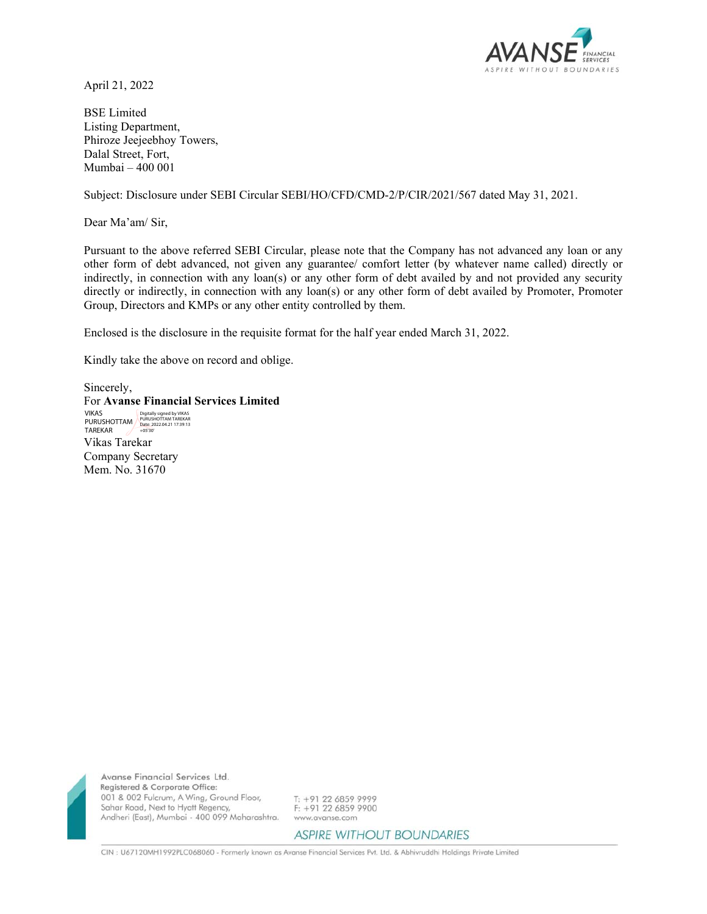April 21, 2022

BSE Limited
Listing Department,
Phiroze Jeejeebhoy Towers,
Dalal Street, Fort,
Mumbai – 400 001

Subject: Disclosure under SEBI Circular SEBI/HO/CFD/CMD-2/P/CIR/2021/567 dated May 31, 2021.

Dear Ma'am/ Sir,

Pursuant to the above referred SEBI Circular, please note that the Company has not advanced any loan or any other form of debt advanced, not given any guarantee/ comfort letter (by whatever name called) directly or indirectly, in connection with any loan(s) or any other form of debt availed by and not provided any security directly or indirectly, in connection with any loan(s) or any other form of debt availed by Promoter, Promoter Group, Directors and KMPs or any other entity controlled by them.

Enclosed is the disclosure in the requisite format for the half year ended March 31, 2022.

Kindly take the above on record and oblige.

Sincerely,
For **Avanse Financial Services Limited**

VIKAS PURUSHOTTAM TAREKAR
Digitally signed by VIKAS PURUSHOTTAM TAREKAR
Date: 2022.04.21 17:39:13 +05'30'

Vikas Tarekar
Company Secretary
Mem. No. 31670

Avanse Financial Services Ltd.
Registered & Corporate Office:
001 & 002 Fulcrum, A Wing, Ground Floor,
Sahar Road, Next to Hyatt Regency,
Andheri (East), Mumbai - 400 099 Maharashtra.

T: +91 22 6859 9999
F: +91 22 6859 9900
www.avanse.com

ASPIRE WITHOUT BOUNDARIES

CIN : U67120MH1992PLC068060 - Formerly known as Avanse Financial Services Pvt. Ltd. & Abhivruddhi Holdings Private Limited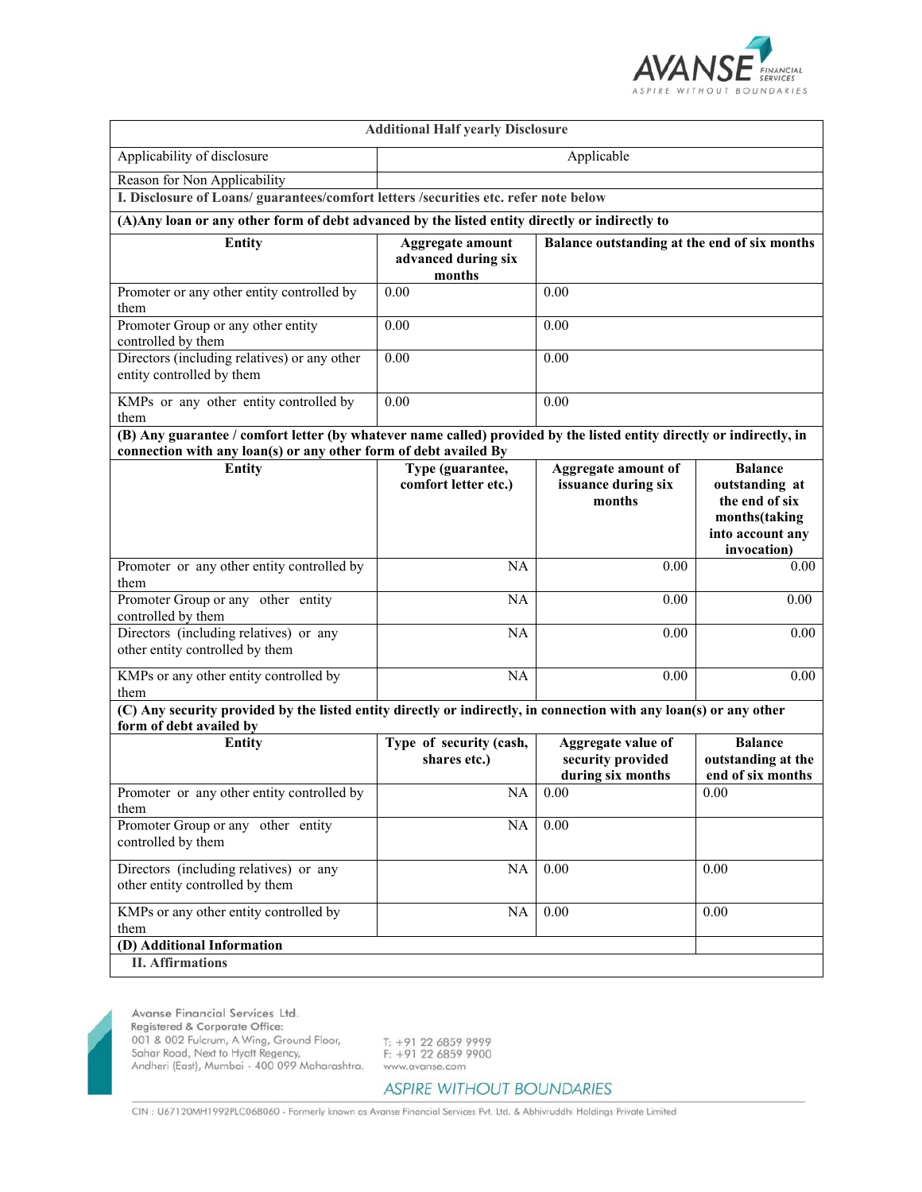| Additional Half yearly Disclosure | | | |
|---|---|---|---|
| Applicability of disclosure | Applicable | | |
| Reason for Non Applicability | | | |
| **I. Disclosure of Loans/ guarantees/comfort letters /securities etc. refer note below** | | | |
| **(A)Any loan or any other form of debt advanced by the listed entity directly or indirectly to** | | | |
| **Entity** | **Aggregate amount advanced during six months** | **Balance outstanding at the end of six months** | |
| Promoter or any other entity controlled by them | 0.00 | 0.00 | |
| Promoter Group or any other entity controlled by them | 0.00 | 0.00 | |
| Directors (including relatives) or any other entity controlled by them | 0.00 | 0.00 | |
| KMPs or any other entity controlled by them | 0.00 | 0.00 | |
| **(B) Any guarantee / comfort letter (by whatever name called) provided by the listed entity directly or indirectly, in connection with any loan(s) or any other form of debt availed By** | | | |
| **Entity** | **Type (guarantee, comfort letter etc.)** | **Aggregate amount of issuance during six months** | **Balance outstanding at the end of six months(taking into account any invocation)** |
| Promoter or any other entity controlled by them | NA | 0.00 | 0.00 |
| Promoter Group or any other entity controlled by them | NA | 0.00 | 0.00 |
| Directors (including relatives) or any other entity controlled by them | NA | 0.00 | 0.00 |
| KMPs or any other entity controlled by them | NA | 0.00 | 0.00 |
| **(C) Any security provided by the listed entity directly or indirectly, in connection with any loan(s) or any other form of debt availed by** | | | |
| **Entity** | **Type of security (cash, shares etc.)** | **Aggregate value of security provided during six months** | **Balance outstanding at the end of six months** |
| Promoter or any other entity controlled by them | NA | 0.00 | 0.00 |
| Promoter Group or any other entity controlled by them | NA | 0.00 | |
| Directors (including relatives) or any other entity controlled by them | NA | 0.00 | 0.00 |
| KMPs or any other entity controlled by them | NA | 0.00 | 0.00 |
| **(D) Additional Information** | | | |
| **II. Affirmations** | | | |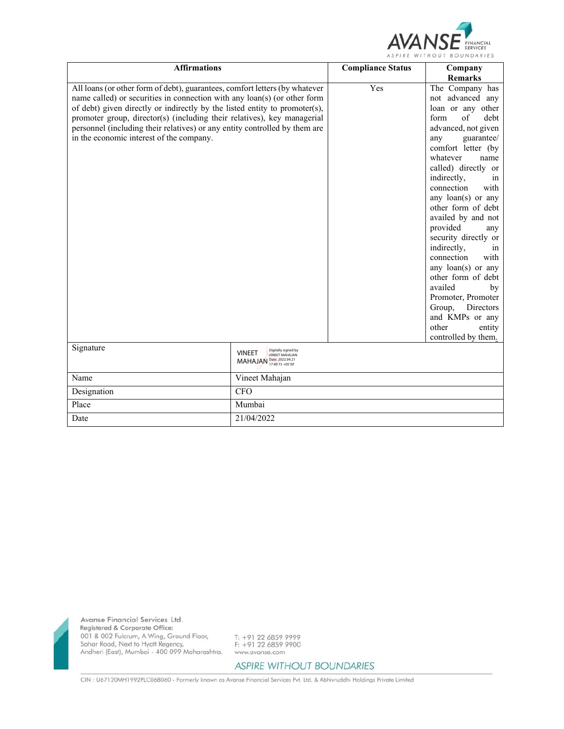| Affirmations | Compliance Status | Company Remarks |
|---|---|---|
| All loans (or other form of debt), guarantees, comfort letters (by whatever name called) or securities in connection with any loan(s) (or other form of debt) given directly or indirectly by the listed entity to promoter(s), promoter group, director(s) (including their relatives), key managerial personnel (including their relatives) or any entity controlled by them are in the economic interest of the company. | Yes | The Company has not advanced any loan or any other form of debt advanced, not given any guarantee/ comfort letter (by whatever name called) directly or indirectly, in connection with any loan(s) or any other form of debt availed by and not provided any security directly or indirectly, in connection with any loan(s) or any other form of debt availed by Promoter, Promoter Group, Directors and KMPs or any other entity controlled by them. |

| | |
|---|---|
| Signature | VINEET MAHAJAN Digitally signed by VINEET MAHAJAN Date: 2022.04.21 17:40:15 +05'30' |
| Name | Vineet Mahajan |
| Designation | CFO |
| Place | Mumbai |
| Date | 21/04/2022 |

Avanse Financial Services Ltd.
Registered & Corporate Office:
001 & 002 Fulcrum, A Wing, Ground Floor, Sahar Road, Next to Hyatt Regency, Andheri (East), Mumbai - 400 099 Maharashtra.

T: +91 22 6859 9999
F: +91 22 6859 9900
www.avanse.com

CIN : U67120MH1992PLC068060 - Formerly known as Avanse Financial Services Pvt. Ltd. & Abhivruddhi Holdings Private Limited